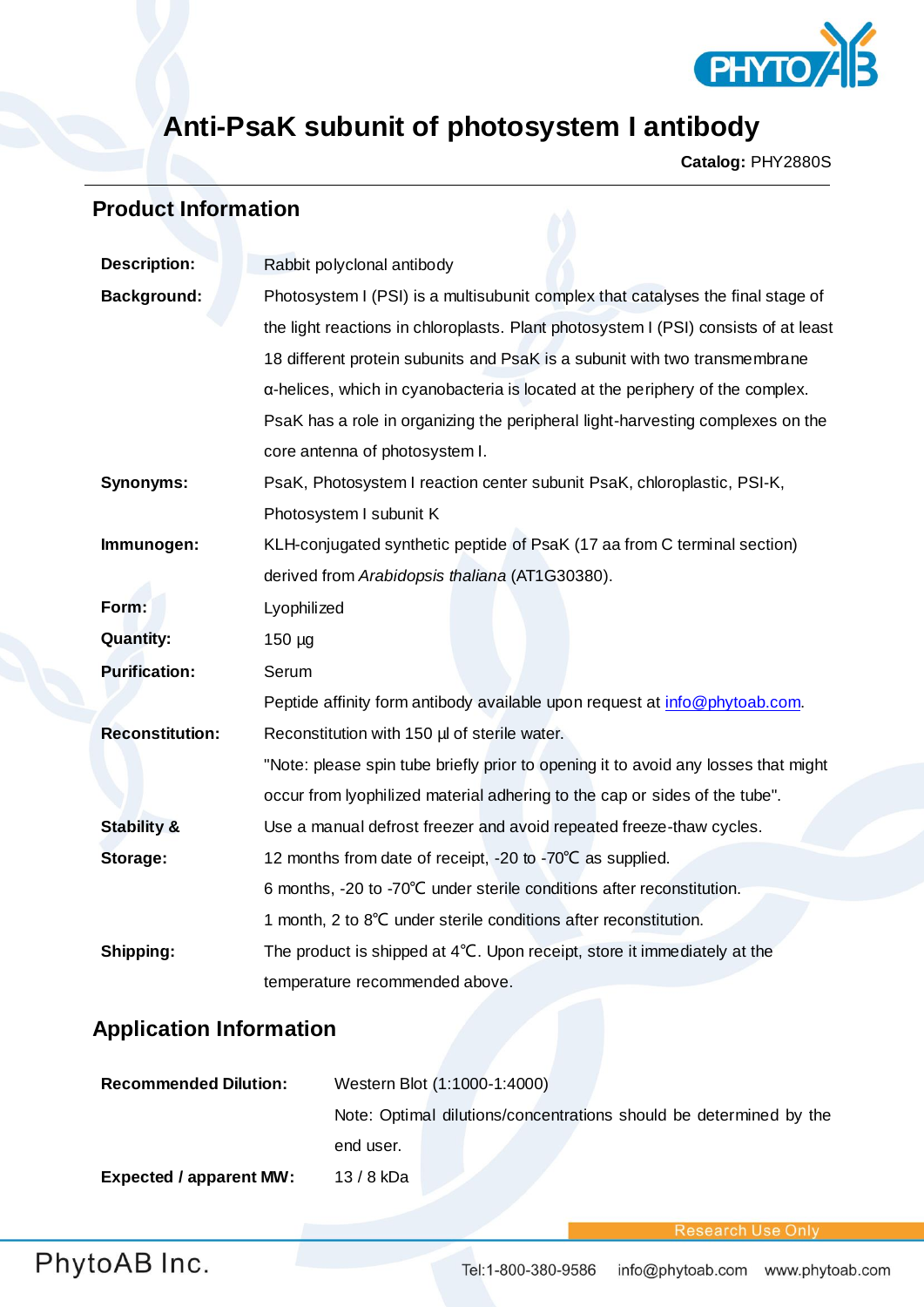# Anti-PsaK subunit of photosystem I antibody

**Catalog:** PHY2880S

## Product Information

| | |
|---|---|
| **Description:** | Rabbit polyclonal antibody |
| **Background:** | Photosystem I (PSI) is a multisubunit complex that catalyses the final stage of the light reactions in chloroplasts. Plant photosystem I (PSI) consists of at least 18 different protein subunits and PsaK is a subunit with two transmembrane α-helices, which in cyanobacteria is located at the periphery of the complex. PsaK has a role in organizing the peripheral light-harvesting complexes on the core antenna of photosystem I. |
| **Synonyms:** | PsaK, Photosystem I reaction center subunit PsaK, chloroplastic, PSI-K, Photosystem I subunit K |
| **Immunogen:** | KLH-conjugated synthetic peptide of PsaK (17 aa from C terminal section) derived from *Arabidopsis thaliana* (AT1G30380). |
| **Form:** | Lyophilized |
| **Quantity:** | 150 µg |
| **Purification:** | Serum<br>Peptide affinity form antibody available upon request at info@phytoab.com. |
| **Reconstitution:** | Reconstitution with 150 µl of sterile water.<br>"Note: please spin tube briefly prior to opening it to avoid any losses that might occur from lyophilized material adhering to the cap or sides of the tube". |
| **Stability & Storage:** | Use a manual defrost freezer and avoid repeated freeze-thaw cycles.<br>12 months from date of receipt, -20 to -70℃ as supplied.<br>6 months, -20 to -70℃ under sterile conditions after reconstitution.<br>1 month, 2 to 8℃ under sterile conditions after reconstitution. |
| **Shipping:** | The product is shipped at 4℃. Upon receipt, store it immediately at the temperature recommended above. |

## Application Information

| | |
|---|---|
| **Recommended Dilution:** | Western Blot (1:1000-1:4000)<br>Note: Optimal dilutions/concentrations should be determined by the end user. |
| **Expected / apparent MW:** | 13 / 8 kDa |

Research Use Only

PhytoAB Inc.

Tel:1-800-380-9586 info@phytoab.com www.phytoab.com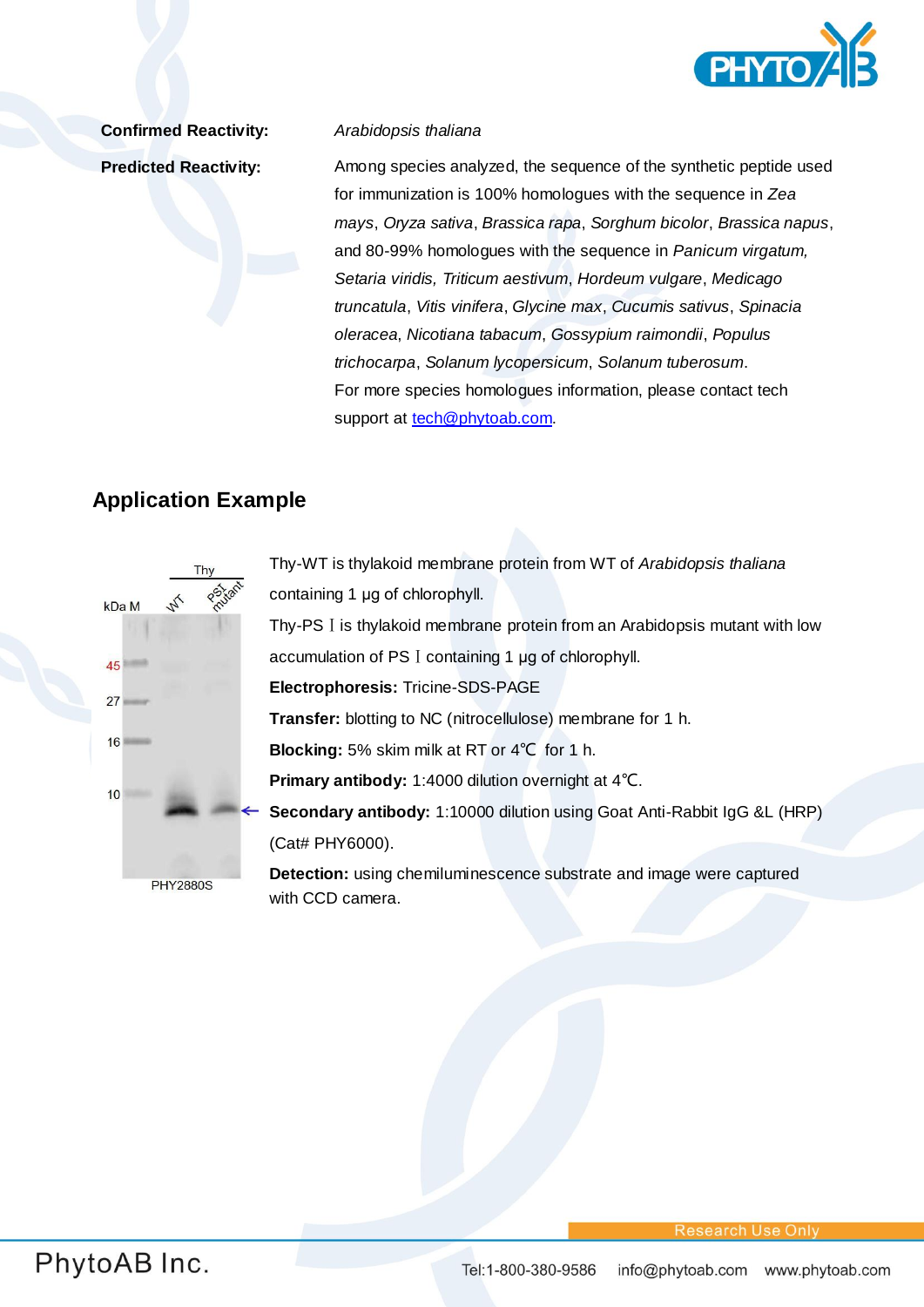**Confirmed Reactivity:** *Arabidopsis thaliana*

**Predicted Reactivity:** Among species analyzed, the sequence of the synthetic peptide used for immunization is 100% homologues with the sequence in *Zea mays*, *Oryza sativa*, *Brassica rapa*, *Sorghum bicolor*, *Brassica napus*, and 80-99% homologues with the sequence in *Panicum virgatum, Setaria viridis, Triticum aestivum*, *Hordeum vulgare*, *Medicago truncatula*, *Vitis vinifera*, *Glycine max*, *Cucumis sativus*, *Spinacia oleracea*, *Nicotiana tabacum*, *Gossypium raimondii*, *Populus trichocarpa*, *Solanum lycopersicum*, *Solanum tuberosum*.
For more species homologues information, please contact tech support at tech@phytoab.com.

## Application Example

Thy

kDa M WT PSI mutant

45

27

16

10

PHY2880S

Thy-WT is thylakoid membrane protein from WT of *Arabidopsis thaliana* containing 1 µg of chlorophyll.

Thy-PS Ⅰ is thylakoid membrane protein from an Arabidopsis mutant with low accumulation of PS Ⅰ containing 1 µg of chlorophyll.

**Electrophoresis:** Tricine-SDS-PAGE

**Transfer:** blotting to NC (nitrocellulose) membrane for 1 h.

**Blocking:** 5% skim milk at RT or 4℃ for 1 h.

**Primary antibody:** 1:4000 dilution overnight at 4℃.

**Secondary antibody:** 1:10000 dilution using Goat Anti-Rabbit IgG &L (HRP) (Cat# PHY6000).

**Detection:** using chemiluminescence substrate and image were captured with CCD camera.

Research Use Only